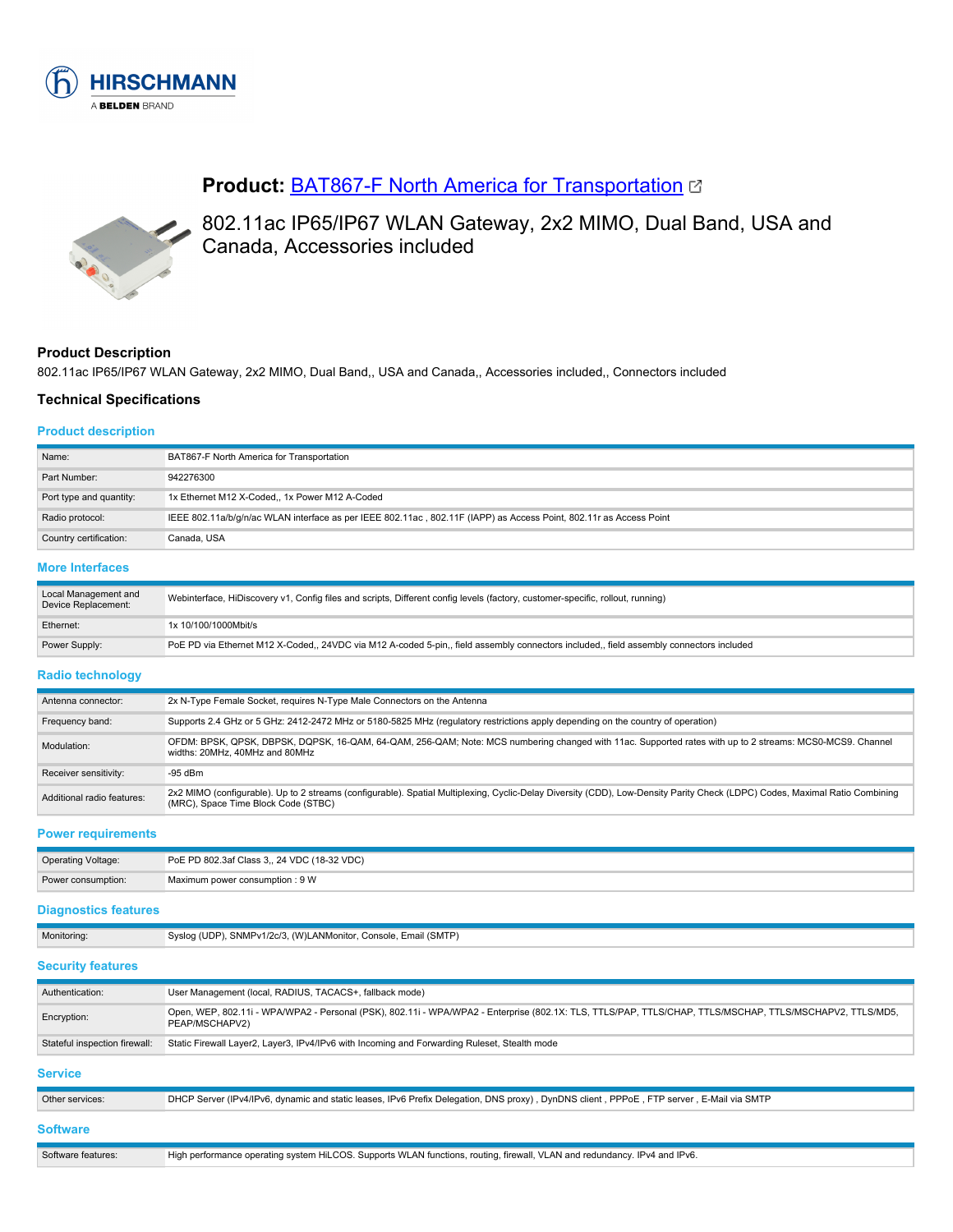# Product: [BAT867-F North America for Transportation](#)

## 802.11ac IP65/IP67 WLAN Gateway, 2x2 MIMO, Dual Band, USA and Canada, Accessories included

### Product Description

802.11ac IP65/IP67 WLAN Gateway, 2x2 MIMO, Dual Band,, USA and Canada,, Accessories included,, Connectors included

### Technical Specifications

#### Product description

| | |
|---|---|
| Name: | BAT867-F North America for Transportation |
| Part Number: | 942276300 |
| Port type and quantity: | 1x Ethernet M12 X-Coded,, 1x Power M12 A-Coded |
| Radio protocol: | IEEE 802.11a/b/g/n/ac WLAN interface as per IEEE 802.11ac , 802.11F (IAPP) as Access Point, 802.11r as Access Point |
| Country certification: | Canada, USA |

#### More Interfaces

| | |
|---|---|
| Local Management and Device Replacement: | Webinterface, HiDiscovery v1, Config files and scripts, Different config levels (factory, customer-specific, rollout, running) |
| Ethernet: | 1x 10/100/1000Mbit/s |
| Power Supply: | PoE PD via Ethernet M12 X-Coded,, 24VDC via M12 A-coded 5-pin,, field assembly connectors included,, field assembly connectors included |

#### Radio technology

| | |
|---|---|
| Antenna connector: | 2x N-Type Female Socket, requires N-Type Male Connectors on the Antenna |
| Frequency band: | Supports 2.4 GHz or 5 GHz: 2412-2472 MHz or 5180-5825 MHz (regulatory restrictions apply depending on the country of operation) |
| Modulation: | OFDM: BPSK, QPSK, DBPSK, DQPSK, 16-QAM, 64-QAM, 256-QAM; Note: MCS numbering changed with 11ac. Supported rates with up to 2 streams: MCS0-MCS9. Channel widths: 20MHz, 40MHz and 80MHz |
| Receiver sensitivity: | -95 dBm |
| Additional radio features: | 2x2 MIMO (configurable). Up to 2 streams (configurable). Spatial Multiplexing, Cyclic-Delay Diversity (CDD), Low-Density Parity Check (LDPC) Codes, Maximal Ratio Combining (MRC), Space Time Block Code (STBC) |

#### Power requirements

| | |
|---|---|
| Operating Voltage: | PoE PD 802.3af Class 3,, 24 VDC (18-32 VDC) |
| Power consumption: | Maximum power consumption : 9 W |

#### Diagnostics features

| | |
|---|---|
| Monitoring: | Syslog (UDP), SNMPv1/2c/3, (W)LANMonitor, Console, Email (SMTP) |

#### Security features

| | |
|---|---|
| Authentication: | User Management (local, RADIUS, TACACS+, fallback mode) |
| Encryption: | Open, WEP, 802.11i - WPA/WPA2 - Personal (PSK), 802.11i - WPA/WPA2 - Enterprise (802.1X: TLS, TTLS/PAP, TTLS/CHAP, TTLS/MSCHAP, TTLS/MSCHAPV2, TTLS/MD5, PEAP/MSCHAPV2) |
| Stateful inspection firewall: | Static Firewall Layer2, Layer3, IPv4/IPv6 with Incoming and Forwarding Ruleset, Stealth mode |

#### Service

| | |
|---|---|
| Other services: | DHCP Server (IPv4/IPv6, dynamic and static leases, IPv6 Prefix Delegation, DNS proxy) , DynDNS client , PPPoE , FTP server , E-Mail via SMTP |

#### Software

| | |
|---|---|
| Software features: | High performance operating system HiLCOS. Supports WLAN functions, routing, firewall, VLAN and redundancy. IPv4 and IPv6. |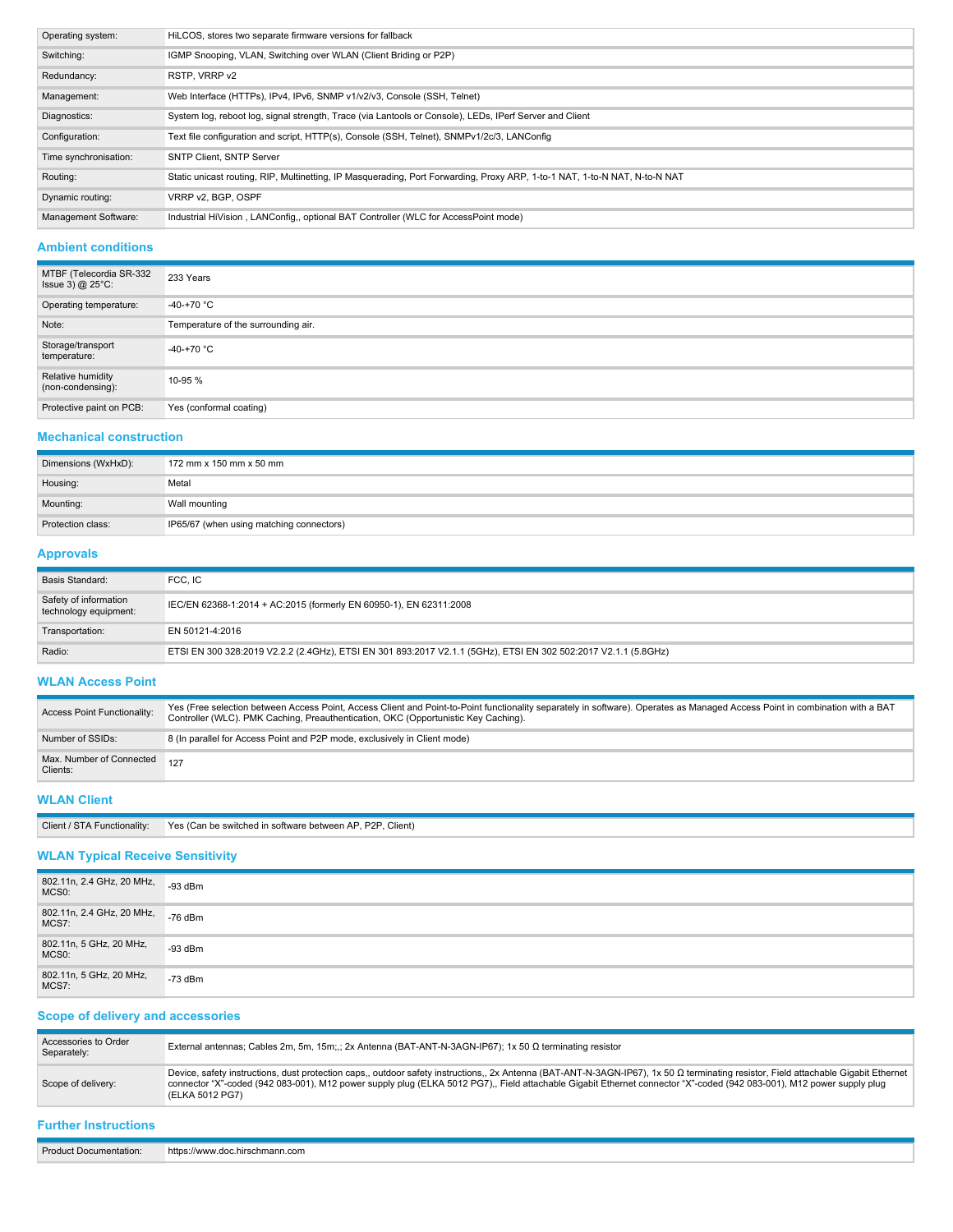| | |
|---|---|
| Operating system: | HiLCOS, stores two separate firmware versions for fallback |
| Switching: | IGMP Snooping, VLAN, Switching over WLAN (Client Briding or P2P) |
| Redundancy: | RSTP, VRRP v2 |
| Management: | Web Interface (HTTPs), IPv4, IPv6, SNMP v1/v2/v3, Console (SSH, Telnet) |
| Diagnostics: | System log, reboot log, signal strength, Trace (via Lantools or Console), LEDs, IPerf Server and Client |
| Configuration: | Text file configuration and script, HTTP(s), Console (SSH, Telnet), SNMPv1/2c/3, LANConfig |
| Time synchronisation: | SNTP Client, SNTP Server |
| Routing: | Static unicast routing, RIP, Multinetting, IP Masquerading, Port Forwarding, Proxy ARP, 1-to-1 NAT, 1-to-N NAT, N-to-N NAT |
| Dynamic routing: | VRRP v2, BGP, OSPF |
| Management Software: | Industrial HiVision , LANConfig,, optional BAT Controller (WLC for AccessPoint mode) |

## Ambient conditions

| | |
|---|---|
| MTBF (Telecordia SR-332 Issue 3) @ 25°C: | 233 Years |
| Operating temperature: | -40-+70 °C |
| Note: | Temperature of the surrounding air. |
| Storage/transport temperature: | -40-+70 °C |
| Relative humidity (non-condensing): | 10-95 % |
| Protective paint on PCB: | Yes (conformal coating) |

## Mechanical construction

| | |
|---|---|
| Dimensions (WxHxD): | 172 mm x 150 mm x 50 mm |
| Housing: | Metal |
| Mounting: | Wall mounting |
| Protection class: | IP65/67 (when using matching connectors) |

## Approvals

| | |
|---|---|
| Basis Standard: | FCC, IC |
| Safety of information technology equipment: | IEC/EN 62368-1:2014 + AC:2015 (formerly EN 60950-1), EN 62311:2008 |
| Transportation: | EN 50121-4:2016 |
| Radio: | ETSI EN 300 328:2019 V2.2.2 (2.4GHz), ETSI EN 301 893:2017 V2.1.1 (5GHz), ETSI EN 302 502:2017 V2.1.1 (5.8GHz) |

## WLAN Access Point

| | |
|---|---|
| Access Point Functionality: | Yes (Free selection between Access Point, Access Client and Point-to-Point functionality separately in software). Operates as Managed Access Point in combination with a BAT Controller (WLC). PMK Caching, Preauthentication, OKC (Opportunistic Key Caching). |
| Number of SSIDs: | 8 (In parallel for Access Point and P2P mode, exclusively in Client mode) |
| Max. Number of Connected Clients: | 127 |

## WLAN Client

| | |
|---|---|
| Client / STA Functionality: | Yes (Can be switched in software between AP, P2P, Client) |

## WLAN Typical Receive Sensitivity

| | |
|---|---|
| 802.11n, 2.4 GHz, 20 MHz, MCS0: | -93 dBm |
| 802.11n, 2.4 GHz, 20 MHz, MCS7: | -76 dBm |
| 802.11n, 5 GHz, 20 MHz, MCS0: | -93 dBm |
| 802.11n, 5 GHz, 20 MHz, MCS7: | -73 dBm |

## Scope of delivery and accessories

| | |
|---|---|
| Accessories to Order Separately: | External antennas; Cables 2m, 5m, 15m;,; 2x Antenna (BAT-ANT-N-3AGN-IP67); 1x 50 Ω terminating resistor |
| Scope of delivery: | Device, safety instructions, dust protection caps,, outdoor safety instructions,, 2x Antenna (BAT-ANT-N-3AGN-IP67), 1x 50 Ω terminating resistor, Field attachable Gigabit Ethernet connector "X"-coded (942 083-001), M12 power supply plug (ELKA 5012 PG7),, Field attachable Gigabit Ethernet connector "X"-coded (942 083-001), M12 power supply plug (ELKA 5012 PG7) |

## Further Instructions

| | |
|---|---|
| Product Documentation: | https://www.doc.hirschmann.com |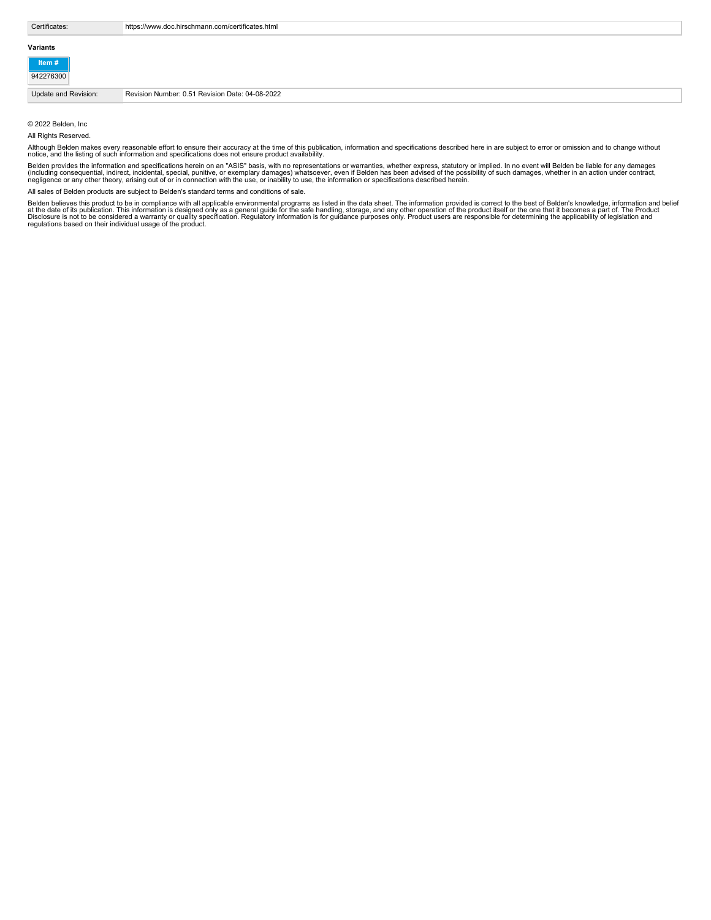| | |
|---|---|
| Certificates: | https://www.doc.hirschmann.com/certificates.html |

**Variants**

| Item # |
|---|
| 942276300 |

| | |
|---|---|
| Update and Revision: | Revision Number: 0.51 Revision Date: 04-08-2022 |

© 2022 Belden, Inc

All Rights Reserved.

Although Belden makes every reasonable effort to ensure their accuracy at the time of this publication, information and specifications described here in are subject to error or omission and to change without notice, and the listing of such information and specifications does not ensure product availability.

Belden provides the information and specifications herein on an "ASIS" basis, with no representations or warranties, whether express, statutory or implied. In no event will Belden be liable for any damages (including consequential, indirect, incidental, special, punitive, or exemplary damages) whatsoever, even if Belden has been advised of the possibility of such damages, whether in an action under contract, negligence or any other theory, arising out of or in connection with the use, or inability to use, the information or specifications described herein.

All sales of Belden products are subject to Belden's standard terms and conditions of sale.

Belden believes this product to be in compliance with all applicable environmental programs as listed in the data sheet. The information provided is correct to the best of Belden's knowledge, information and belief at the date of its publication. This information is designed only as a general guide for the safe handling, storage, and any other operation of the product itself or the one that it becomes a part of. The Product Disclosure is not to be considered a warranty or quality specification. Regulatory information is for guidance purposes only. Product users are responsible for determining the applicability of legislation and regulations based on their individual usage of the product.